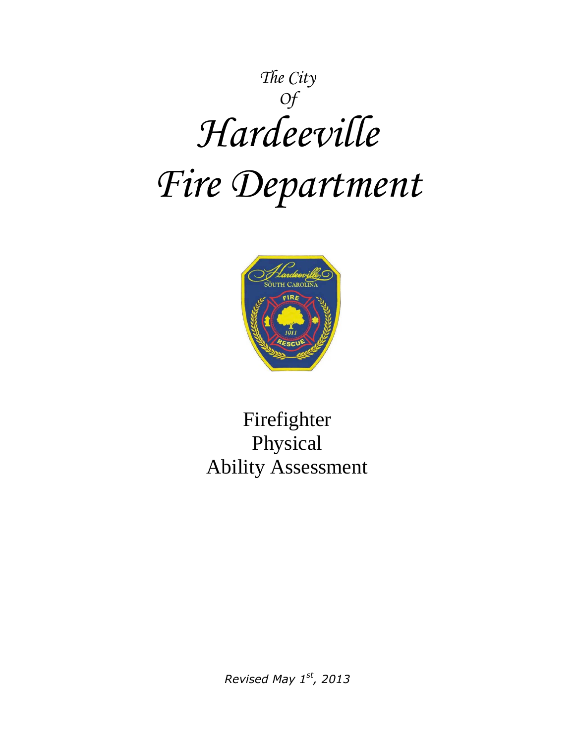*The City*
*Of*

# *Hardeeville*
# *Fire Department*

Firefighter
Physical
Ability Assessment

*Revised May 1st, 2013*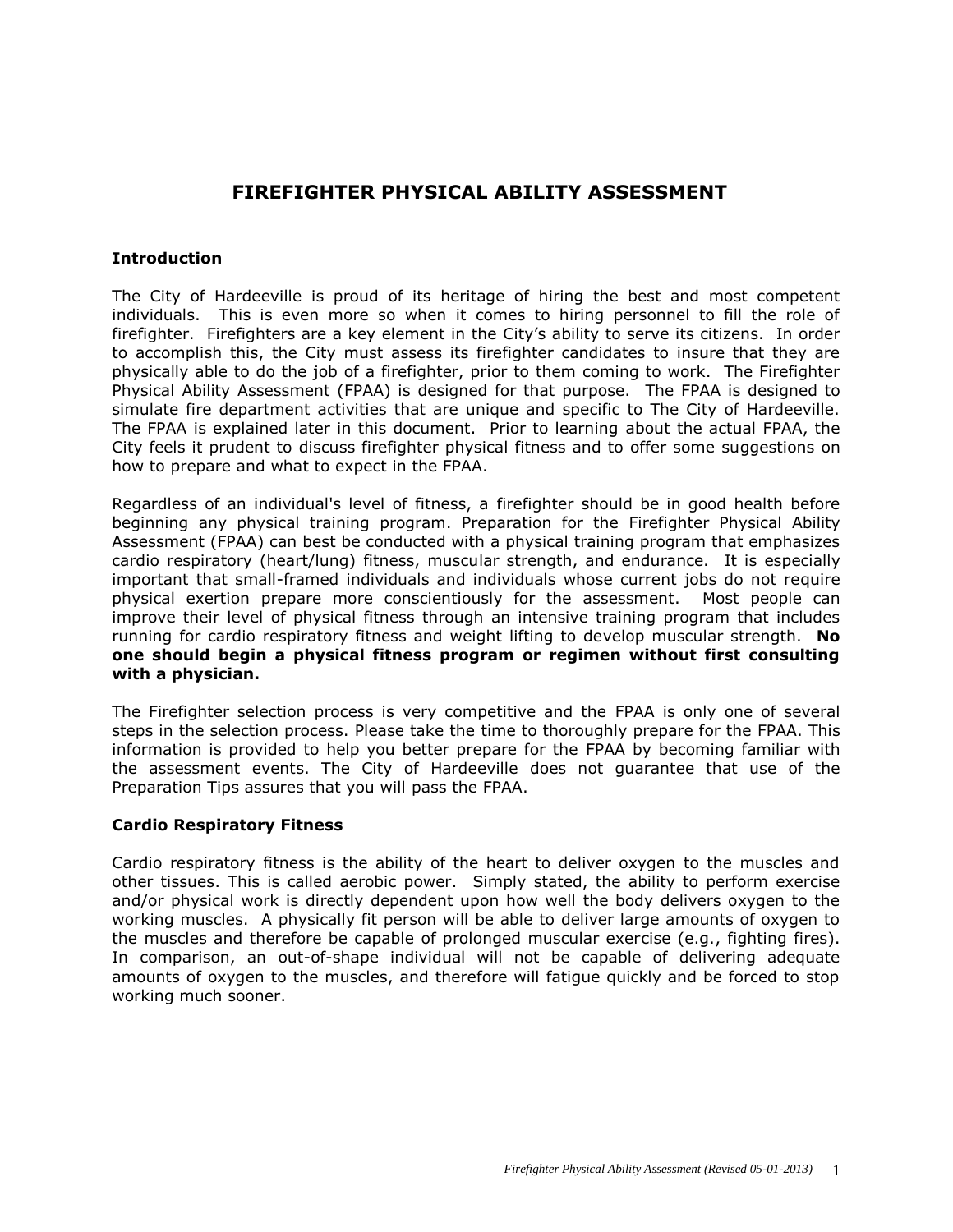# FIREFIGHTER PHYSICAL ABILITY ASSESSMENT

### Introduction

The City of Hardeeville is proud of its heritage of hiring the best and most competent individuals. This is even more so when it comes to hiring personnel to fill the role of firefighter. Firefighters are a key element in the City's ability to serve its citizens. In order to accomplish this, the City must assess its firefighter candidates to insure that they are physically able to do the job of a firefighter, prior to them coming to work. The Firefighter Physical Ability Assessment (FPAA) is designed for that purpose. The FPAA is designed to simulate fire department activities that are unique and specific to The City of Hardeeville. The FPAA is explained later in this document. Prior to learning about the actual FPAA, the City feels it prudent to discuss firefighter physical fitness and to offer some suggestions on how to prepare and what to expect in the FPAA.

Regardless of an individual's level of fitness, a firefighter should be in good health before beginning any physical training program. Preparation for the Firefighter Physical Ability Assessment (FPAA) can best be conducted with a physical training program that emphasizes cardio respiratory (heart/lung) fitness, muscular strength, and endurance. It is especially important that small-framed individuals and individuals whose current jobs do not require physical exertion prepare more conscientiously for the assessment. Most people can improve their level of physical fitness through an intensive training program that includes running for cardio respiratory fitness and weight lifting to develop muscular strength. **No one should begin a physical fitness program or regimen without first consulting with a physician.**

The Firefighter selection process is very competitive and the FPAA is only one of several steps in the selection process. Please take the time to thoroughly prepare for the FPAA. This information is provided to help you better prepare for the FPAA by becoming familiar with the assessment events. The City of Hardeeville does not guarantee that use of the Preparation Tips assures that you will pass the FPAA.

### Cardio Respiratory Fitness

Cardio respiratory fitness is the ability of the heart to deliver oxygen to the muscles and other tissues. This is called aerobic power. Simply stated, the ability to perform exercise and/or physical work is directly dependent upon how well the body delivers oxygen to the working muscles. A physically fit person will be able to deliver large amounts of oxygen to the muscles and therefore be capable of prolonged muscular exercise (e.g., fighting fires). In comparison, an out-of-shape individual will not be capable of delivering adequate amounts of oxygen to the muscles, and therefore will fatigue quickly and be forced to stop working much sooner.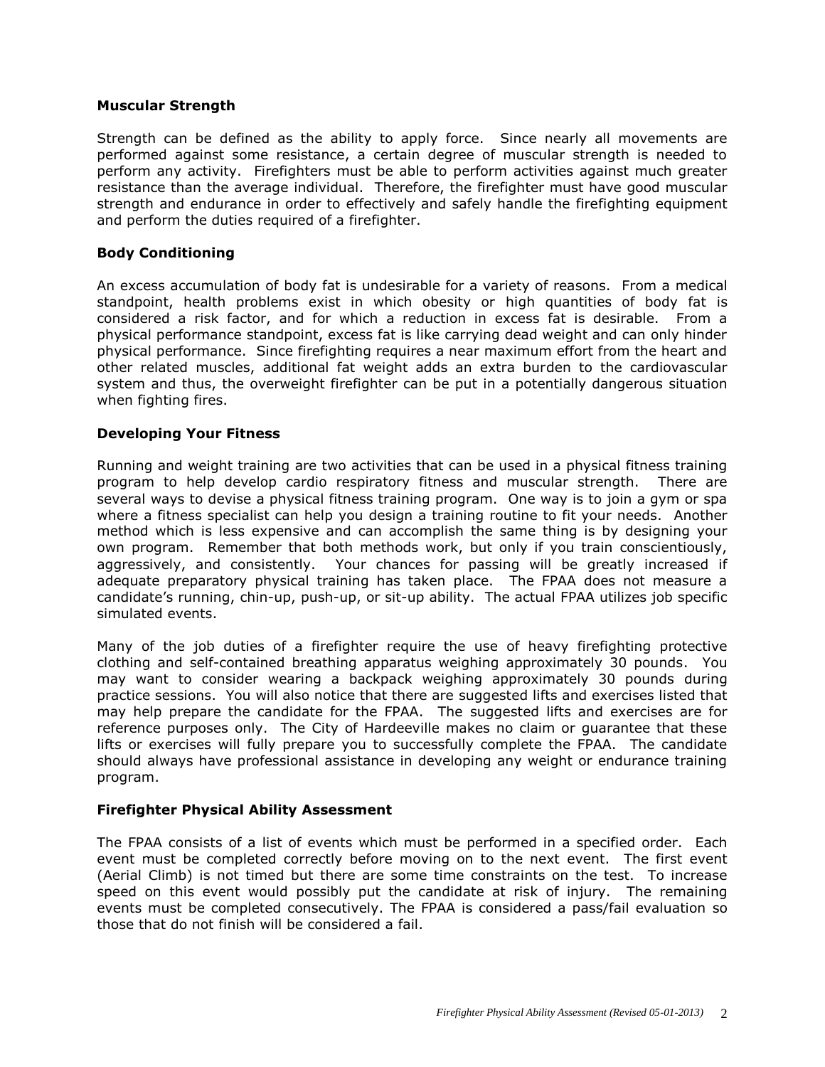### Muscular Strength

Strength can be defined as the ability to apply force. Since nearly all movements are performed against some resistance, a certain degree of muscular strength is needed to perform any activity. Firefighters must be able to perform activities against much greater resistance than the average individual. Therefore, the firefighter must have good muscular strength and endurance in order to effectively and safely handle the firefighting equipment and perform the duties required of a firefighter.

### Body Conditioning

An excess accumulation of body fat is undesirable for a variety of reasons. From a medical standpoint, health problems exist in which obesity or high quantities of body fat is considered a risk factor, and for which a reduction in excess fat is desirable. From a physical performance standpoint, excess fat is like carrying dead weight and can only hinder physical performance. Since firefighting requires a near maximum effort from the heart and other related muscles, additional fat weight adds an extra burden to the cardiovascular system and thus, the overweight firefighter can be put in a potentially dangerous situation when fighting fires.

### Developing Your Fitness

Running and weight training are two activities that can be used in a physical fitness training program to help develop cardio respiratory fitness and muscular strength. There are several ways to devise a physical fitness training program. One way is to join a gym or spa where a fitness specialist can help you design a training routine to fit your needs. Another method which is less expensive and can accomplish the same thing is by designing your own program. Remember that both methods work, but only if you train conscientiously, aggressively, and consistently. Your chances for passing will be greatly increased if adequate preparatory physical training has taken place. The FPAA does not measure a candidate's running, chin-up, push-up, or sit-up ability. The actual FPAA utilizes job specific simulated events.

Many of the job duties of a firefighter require the use of heavy firefighting protective clothing and self-contained breathing apparatus weighing approximately 30 pounds. You may want to consider wearing a backpack weighing approximately 30 pounds during practice sessions. You will also notice that there are suggested lifts and exercises listed that may help prepare the candidate for the FPAA. The suggested lifts and exercises are for reference purposes only. The City of Hardeeville makes no claim or guarantee that these lifts or exercises will fully prepare you to successfully complete the FPAA. The candidate should always have professional assistance in developing any weight or endurance training program.

### Firefighter Physical Ability Assessment

The FPAA consists of a list of events which must be performed in a specified order. Each event must be completed correctly before moving on to the next event. The first event (Aerial Climb) is not timed but there are some time constraints on the test. To increase speed on this event would possibly put the candidate at risk of injury. The remaining events must be completed consecutively. The FPAA is considered a pass/fail evaluation so those that do not finish will be considered a fail.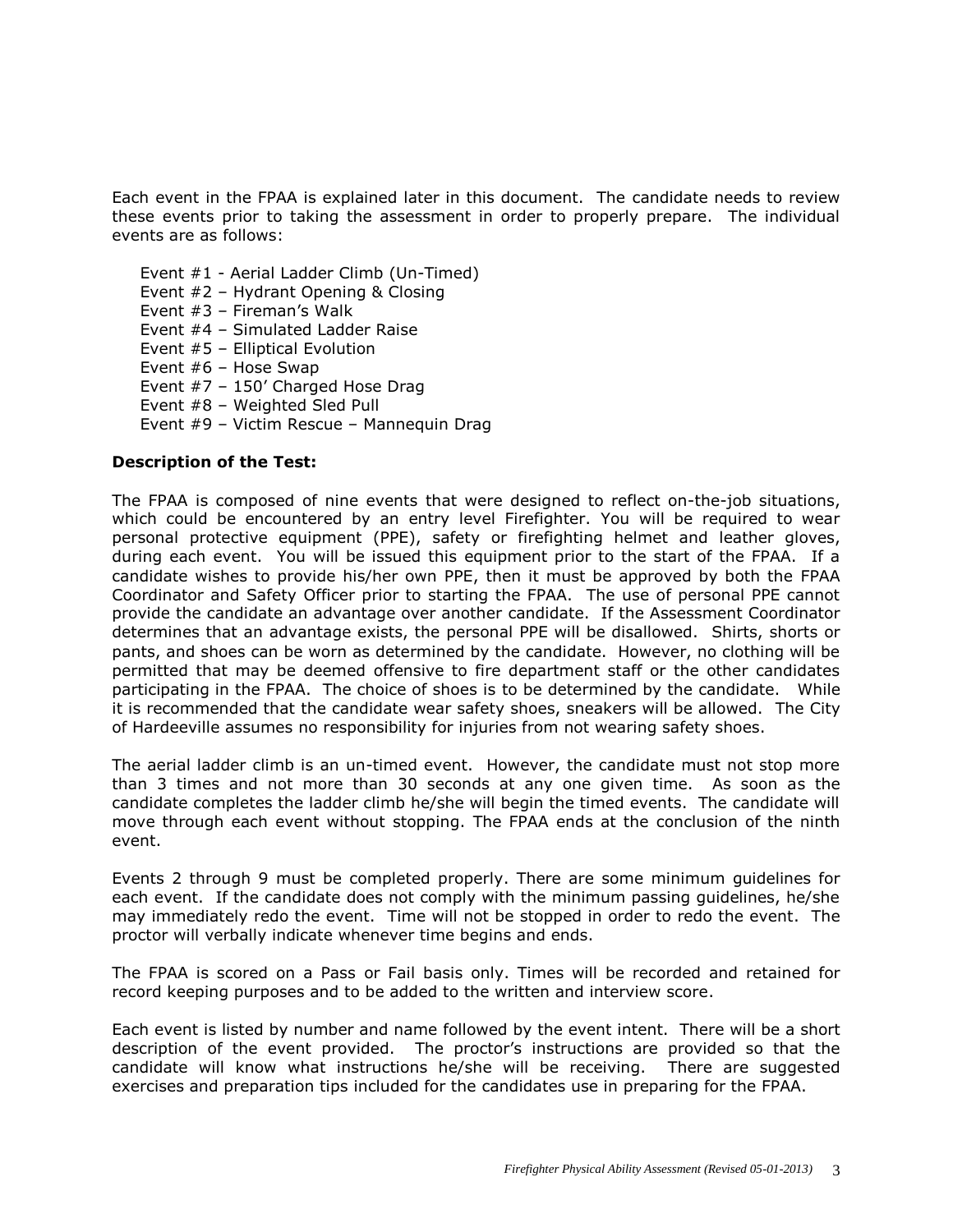Each event in the FPAA is explained later in this document. The candidate needs to review these events prior to taking the assessment in order to properly prepare. The individual events are as follows:

- Event #1 - Aerial Ladder Climb (Un-Timed)
- Event #2 – Hydrant Opening & Closing
- Event #3 – Fireman's Walk
- Event #4 – Simulated Ladder Raise
- Event #5 – Elliptical Evolution
- Event #6 – Hose Swap
- Event #7 – 150' Charged Hose Drag
- Event #8 – Weighted Sled Pull
- Event #9 – Victim Rescue – Mannequin Drag

**Description of the Test:**

The FPAA is composed of nine events that were designed to reflect on-the-job situations, which could be encountered by an entry level Firefighter. You will be required to wear personal protective equipment (PPE), safety or firefighting helmet and leather gloves, during each event. You will be issued this equipment prior to the start of the FPAA. If a candidate wishes to provide his/her own PPE, then it must be approved by both the FPAA Coordinator and Safety Officer prior to starting the FPAA. The use of personal PPE cannot provide the candidate an advantage over another candidate. If the Assessment Coordinator determines that an advantage exists, the personal PPE will be disallowed. Shirts, shorts or pants, and shoes can be worn as determined by the candidate. However, no clothing will be permitted that may be deemed offensive to fire department staff or the other candidates participating in the FPAA. The choice of shoes is to be determined by the candidate. While it is recommended that the candidate wear safety shoes, sneakers will be allowed. The City of Hardeeville assumes no responsibility for injuries from not wearing safety shoes.

The aerial ladder climb is an un-timed event. However, the candidate must not stop more than 3 times and not more than 30 seconds at any one given time. As soon as the candidate completes the ladder climb he/she will begin the timed events. The candidate will move through each event without stopping. The FPAA ends at the conclusion of the ninth event.

Events 2 through 9 must be completed properly. There are some minimum guidelines for each event. If the candidate does not comply with the minimum passing guidelines, he/she may immediately redo the event. Time will not be stopped in order to redo the event. The proctor will verbally indicate whenever time begins and ends.

The FPAA is scored on a Pass or Fail basis only. Times will be recorded and retained for record keeping purposes and to be added to the written and interview score.

Each event is listed by number and name followed by the event intent. There will be a short description of the event provided. The proctor's instructions are provided so that the candidate will know what instructions he/she will be receiving. There are suggested exercises and preparation tips included for the candidates use in preparing for the FPAA.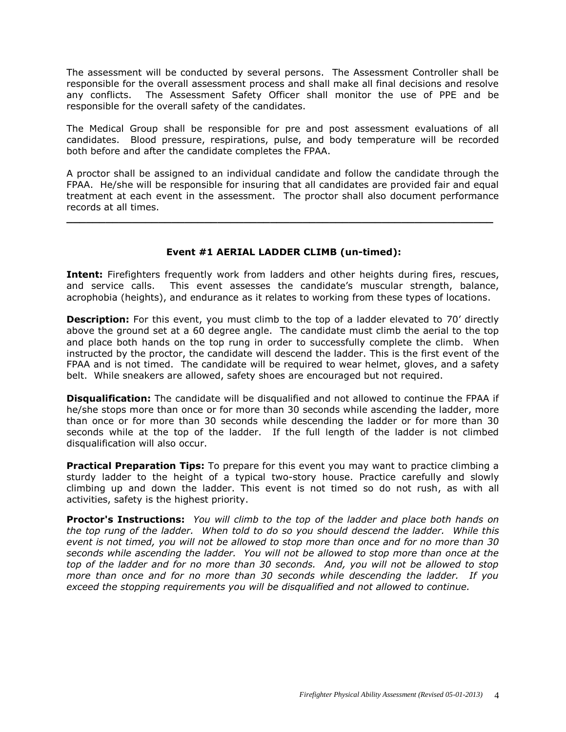The assessment will be conducted by several persons. The Assessment Controller shall be responsible for the overall assessment process and shall make all final decisions and resolve any conflicts. The Assessment Safety Officer shall monitor the use of PPE and be responsible for the overall safety of the candidates.

The Medical Group shall be responsible for pre and post assessment evaluations of all candidates. Blood pressure, respirations, pulse, and body temperature will be recorded both before and after the candidate completes the FPAA.

A proctor shall be assigned to an individual candidate and follow the candidate through the FPAA. He/she will be responsible for insuring that all candidates are provided fair and equal treatment at each event in the assessment. The proctor shall also document performance records at all times.

---

### Event #1 AERIAL LADDER CLIMB (un-timed):

**Intent:** Firefighters frequently work from ladders and other heights during fires, rescues, and service calls. This event assesses the candidate's muscular strength, balance, acrophobia (heights), and endurance as it relates to working from these types of locations.

**Description:** For this event, you must climb to the top of a ladder elevated to 70' directly above the ground set at a 60 degree angle. The candidate must climb the aerial to the top and place both hands on the top rung in order to successfully complete the climb. When instructed by the proctor, the candidate will descend the ladder. This is the first event of the FPAA and is not timed. The candidate will be required to wear helmet, gloves, and a safety belt. While sneakers are allowed, safety shoes are encouraged but not required.

**Disqualification:** The candidate will be disqualified and not allowed to continue the FPAA if he/she stops more than once or for more than 30 seconds while ascending the ladder, more than once or for more than 30 seconds while descending the ladder or for more than 30 seconds while at the top of the ladder. If the full length of the ladder is not climbed disqualification will also occur.

**Practical Preparation Tips:** To prepare for this event you may want to practice climbing a sturdy ladder to the height of a typical two-story house. Practice carefully and slowly climbing up and down the ladder. This event is not timed so do not rush, as with all activities, safety is the highest priority.

**Proctor's Instructions:** *You will climb to the top of the ladder and place both hands on the top rung of the ladder. When told to do so you should descend the ladder. While this event is not timed, you will not be allowed to stop more than once and for no more than 30 seconds while ascending the ladder. You will not be allowed to stop more than once at the top of the ladder and for no more than 30 seconds. And, you will not be allowed to stop more than once and for no more than 30 seconds while descending the ladder. If you exceed the stopping requirements you will be disqualified and not allowed to continue.*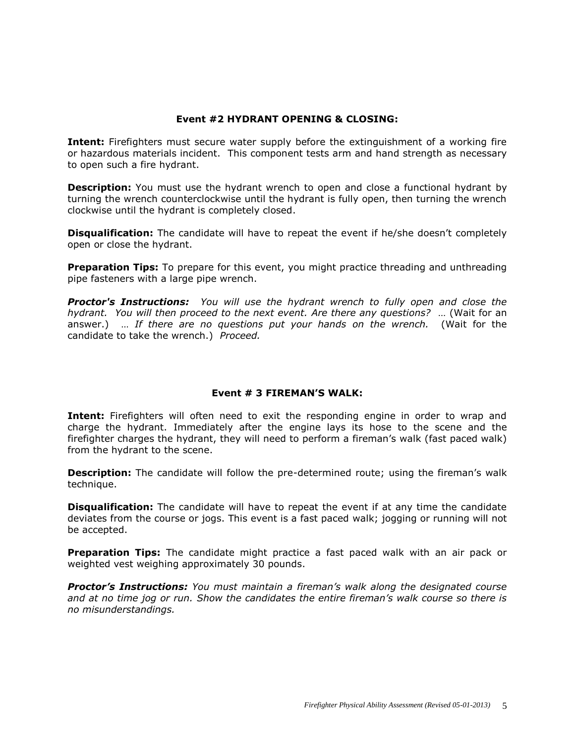### Event #2 HYDRANT OPENING & CLOSING:

**Intent:** Firefighters must secure water supply before the extinguishment of a working fire or hazardous materials incident. This component tests arm and hand strength as necessary to open such a fire hydrant.

**Description:** You must use the hydrant wrench to open and close a functional hydrant by turning the wrench counterclockwise until the hydrant is fully open, then turning the wrench clockwise until the hydrant is completely closed.

**Disqualification:** The candidate will have to repeat the event if he/she doesn't completely open or close the hydrant.

**Preparation Tips:** To prepare for this event, you might practice threading and unthreading pipe fasteners with a large pipe wrench.

***Proctor's Instructions:*** *You will use the hydrant wrench to fully open and close the hydrant. You will then proceed to the next event. Are there any questions?* … (Wait for an answer.) … *If there are no questions put your hands on the wrench.* (Wait for the candidate to take the wrench.) *Proceed.*

### Event # 3 FIREMAN'S WALK:

**Intent:** Firefighters will often need to exit the responding engine in order to wrap and charge the hydrant. Immediately after the engine lays its hose to the scene and the firefighter charges the hydrant, they will need to perform a fireman's walk (fast paced walk) from the hydrant to the scene.

**Description:** The candidate will follow the pre-determined route; using the fireman's walk technique.

**Disqualification:** The candidate will have to repeat the event if at any time the candidate deviates from the course or jogs. This event is a fast paced walk; jogging or running will not be accepted.

**Preparation Tips:** The candidate might practice a fast paced walk with an air pack or weighted vest weighing approximately 30 pounds.

***Proctor's Instructions:*** *You must maintain a fireman's walk along the designated course and at no time jog or run. Show the candidates the entire fireman's walk course so there is no misunderstandings.*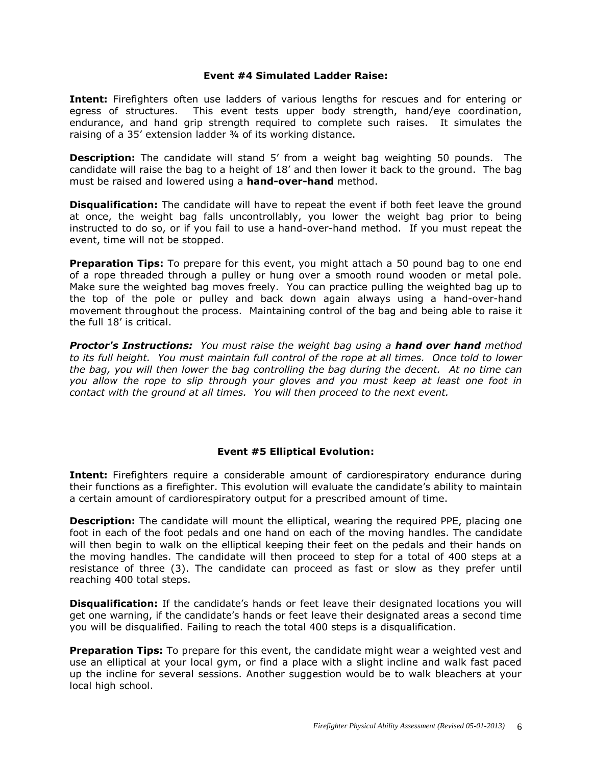### Event #4 Simulated Ladder Raise:

**Intent:** Firefighters often use ladders of various lengths for rescues and for entering or egress of structures. This event tests upper body strength, hand/eye coordination, endurance, and hand grip strength required to complete such raises. It simulates the raising of a 35' extension ladder ¾ of its working distance.

**Description:** The candidate will stand 5' from a weight bag weighting 50 pounds. The candidate will raise the bag to a height of 18' and then lower it back to the ground. The bag must be raised and lowered using a **hand-over-hand** method.

**Disqualification:** The candidate will have to repeat the event if both feet leave the ground at once, the weight bag falls uncontrollably, you lower the weight bag prior to being instructed to do so, or if you fail to use a hand-over-hand method. If you must repeat the event, time will not be stopped.

**Preparation Tips:** To prepare for this event, you might attach a 50 pound bag to one end of a rope threaded through a pulley or hung over a smooth round wooden or metal pole. Make sure the weighted bag moves freely. You can practice pulling the weighted bag up to the top of the pole or pulley and back down again always using a hand-over-hand movement throughout the process. Maintaining control of the bag and being able to raise it the full 18' is critical.

***Proctor's Instructions:*** *You must raise the weight bag using a* ***hand over hand*** *method to its full height. You must maintain full control of the rope at all times. Once told to lower the bag, you will then lower the bag controlling the bag during the decent. At no time can you allow the rope to slip through your gloves and you must keep at least one foot in contact with the ground at all times. You will then proceed to the next event.*

### Event #5 Elliptical Evolution:

**Intent:** Firefighters require a considerable amount of cardiorespiratory endurance during their functions as a firefighter. This evolution will evaluate the candidate's ability to maintain a certain amount of cardiorespiratory output for a prescribed amount of time.

**Description:** The candidate will mount the elliptical, wearing the required PPE, placing one foot in each of the foot pedals and one hand on each of the moving handles. The candidate will then begin to walk on the elliptical keeping their feet on the pedals and their hands on the moving handles. The candidate will then proceed to step for a total of 400 steps at a resistance of three (3). The candidate can proceed as fast or slow as they prefer until reaching 400 total steps.

**Disqualification:** If the candidate's hands or feet leave their designated locations you will get one warning, if the candidate's hands or feet leave their designated areas a second time you will be disqualified. Failing to reach the total 400 steps is a disqualification.

**Preparation Tips:** To prepare for this event, the candidate might wear a weighted vest and use an elliptical at your local gym, or find a place with a slight incline and walk fast paced up the incline for several sessions. Another suggestion would be to walk bleachers at your local high school.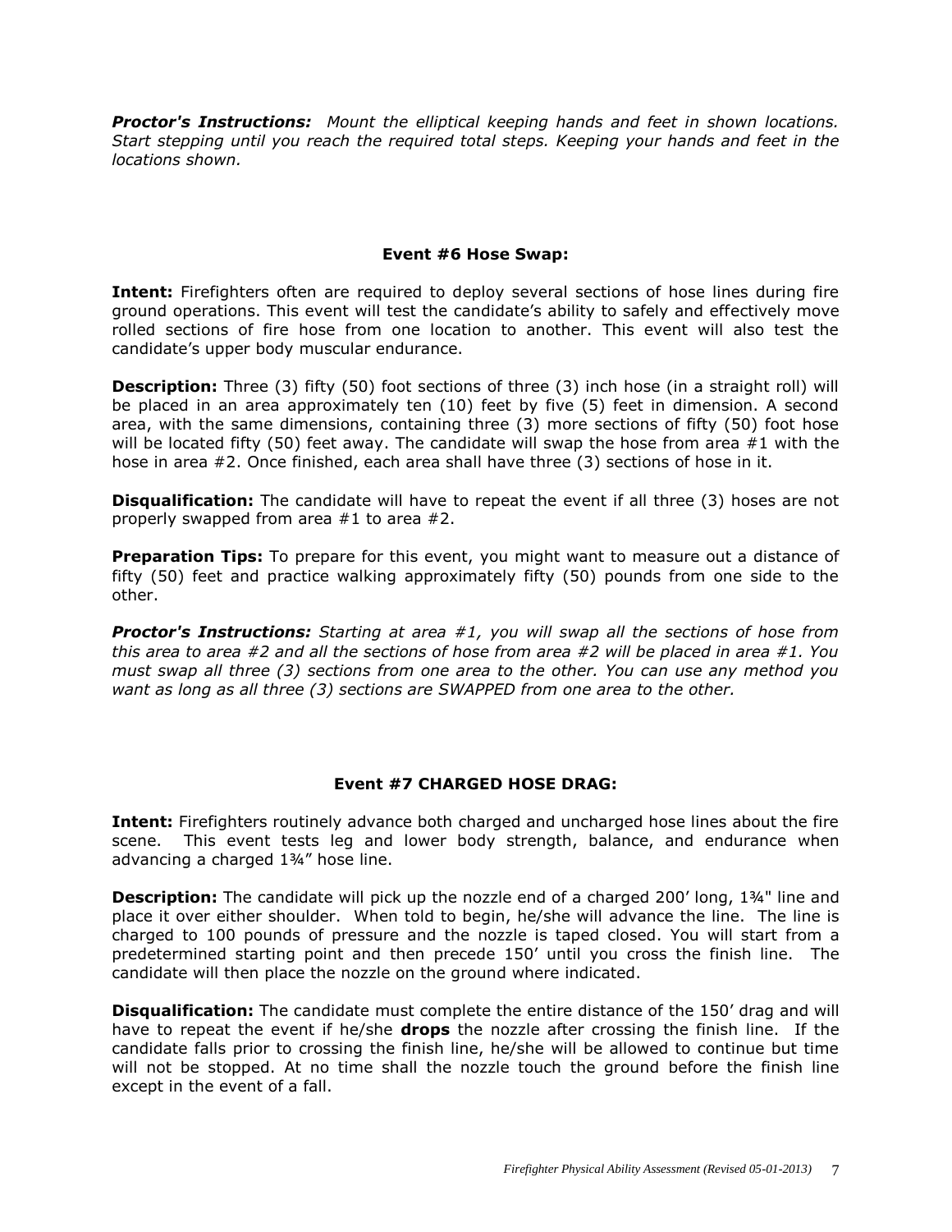***Proctor's Instructions:*** *Mount the elliptical keeping hands and feet in shown locations. Start stepping until you reach the required total steps. Keeping your hands and feet in the locations shown.*

### Event #6 Hose Swap:

**Intent:** Firefighters often are required to deploy several sections of hose lines during fire ground operations. This event will test the candidate's ability to safely and effectively move rolled sections of fire hose from one location to another. This event will also test the candidate's upper body muscular endurance.

**Description:** Three (3) fifty (50) foot sections of three (3) inch hose (in a straight roll) will be placed in an area approximately ten (10) feet by five (5) feet in dimension. A second area, with the same dimensions, containing three (3) more sections of fifty (50) foot hose will be located fifty (50) feet away. The candidate will swap the hose from area #1 with the hose in area #2. Once finished, each area shall have three (3) sections of hose in it.

**Disqualification:** The candidate will have to repeat the event if all three (3) hoses are not properly swapped from area #1 to area #2.

**Preparation Tips:** To prepare for this event, you might want to measure out a distance of fifty (50) feet and practice walking approximately fifty (50) pounds from one side to the other.

***Proctor's Instructions:*** *Starting at area #1, you will swap all the sections of hose from this area to area #2 and all the sections of hose from area #2 will be placed in area #1. You must swap all three (3) sections from one area to the other. You can use any method you want as long as all three (3) sections are SWAPPED from one area to the other.*

### Event #7 CHARGED HOSE DRAG:

**Intent:** Firefighters routinely advance both charged and uncharged hose lines about the fire scene. This event tests leg and lower body strength, balance, and endurance when advancing a charged 1¾" hose line.

**Description:** The candidate will pick up the nozzle end of a charged 200' long, 1¾" line and place it over either shoulder. When told to begin, he/she will advance the line. The line is charged to 100 pounds of pressure and the nozzle is taped closed. You will start from a predetermined starting point and then precede 150' until you cross the finish line. The candidate will then place the nozzle on the ground where indicated.

**Disqualification:** The candidate must complete the entire distance of the 150' drag and will have to repeat the event if he/she **drops** the nozzle after crossing the finish line. If the candidate falls prior to crossing the finish line, he/she will be allowed to continue but time will not be stopped. At no time shall the nozzle touch the ground before the finish line except in the event of a fall.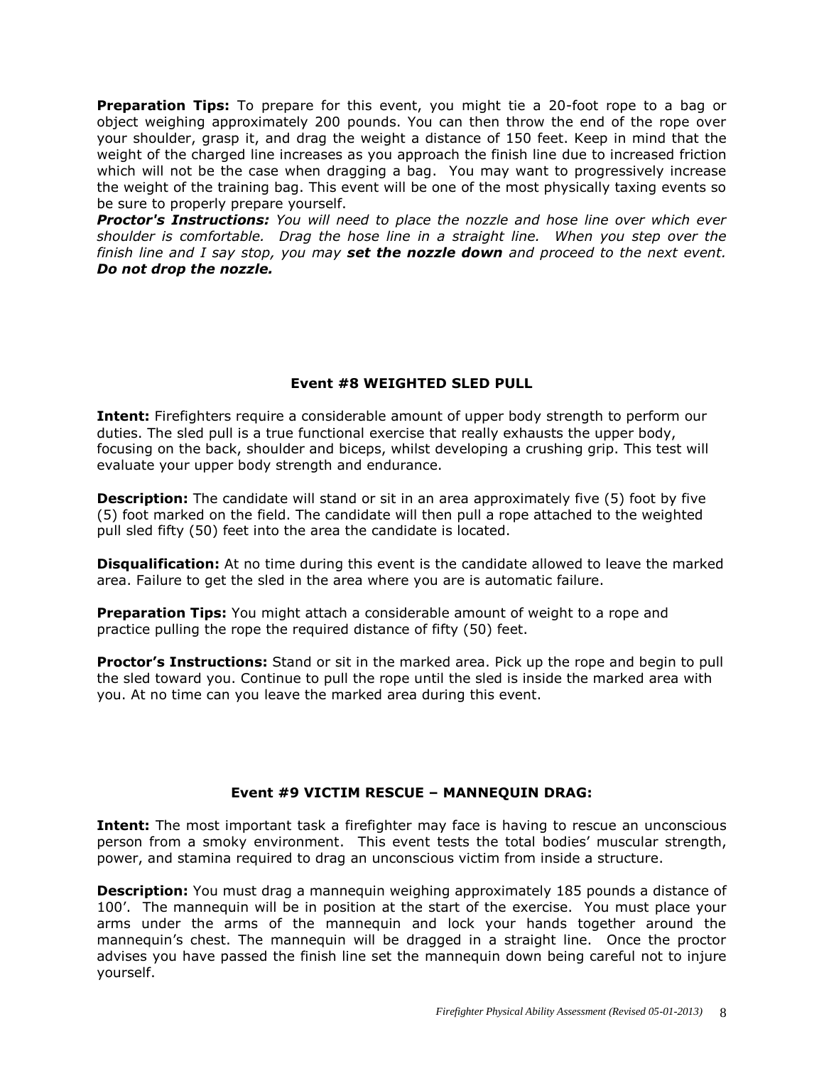**Preparation Tips:** To prepare for this event, you might tie a 20-foot rope to a bag or object weighing approximately 200 pounds. You can then throw the end of the rope over your shoulder, grasp it, and drag the weight a distance of 150 feet. Keep in mind that the weight of the charged line increases as you approach the finish line due to increased friction which will not be the case when dragging a bag. You may want to progressively increase the weight of the training bag. This event will be one of the most physically taxing events so be sure to properly prepare yourself.

***Proctor's Instructions:*** *You will need to place the nozzle and hose line over which ever shoulder is comfortable. Drag the hose line in a straight line. When you step over the finish line and I say stop, you may* ***set the nozzle down*** *and proceed to the next event.* ***Do not drop the nozzle.***

### Event #8 WEIGHTED SLED PULL

**Intent:** Firefighters require a considerable amount of upper body strength to perform our duties. The sled pull is a true functional exercise that really exhausts the upper body, focusing on the back, shoulder and biceps, whilst developing a crushing grip. This test will evaluate your upper body strength and endurance.

**Description:** The candidate will stand or sit in an area approximately five (5) foot by five (5) foot marked on the field. The candidate will then pull a rope attached to the weighted pull sled fifty (50) feet into the area the candidate is located.

**Disqualification:** At no time during this event is the candidate allowed to leave the marked area. Failure to get the sled in the area where you are is automatic failure.

**Preparation Tips:** You might attach a considerable amount of weight to a rope and practice pulling the rope the required distance of fifty (50) feet.

**Proctor's Instructions:** Stand or sit in the marked area. Pick up the rope and begin to pull the sled toward you. Continue to pull the rope until the sled is inside the marked area with you. At no time can you leave the marked area during this event.

### Event #9 VICTIM RESCUE – MANNEQUIN DRAG:

**Intent:** The most important task a firefighter may face is having to rescue an unconscious person from a smoky environment. This event tests the total bodies' muscular strength, power, and stamina required to drag an unconscious victim from inside a structure.

**Description:** You must drag a mannequin weighing approximately 185 pounds a distance of 100'. The mannequin will be in position at the start of the exercise. You must place your arms under the arms of the mannequin and lock your hands together around the mannequin's chest. The mannequin will be dragged in a straight line. Once the proctor advises you have passed the finish line set the mannequin down being careful not to injure yourself.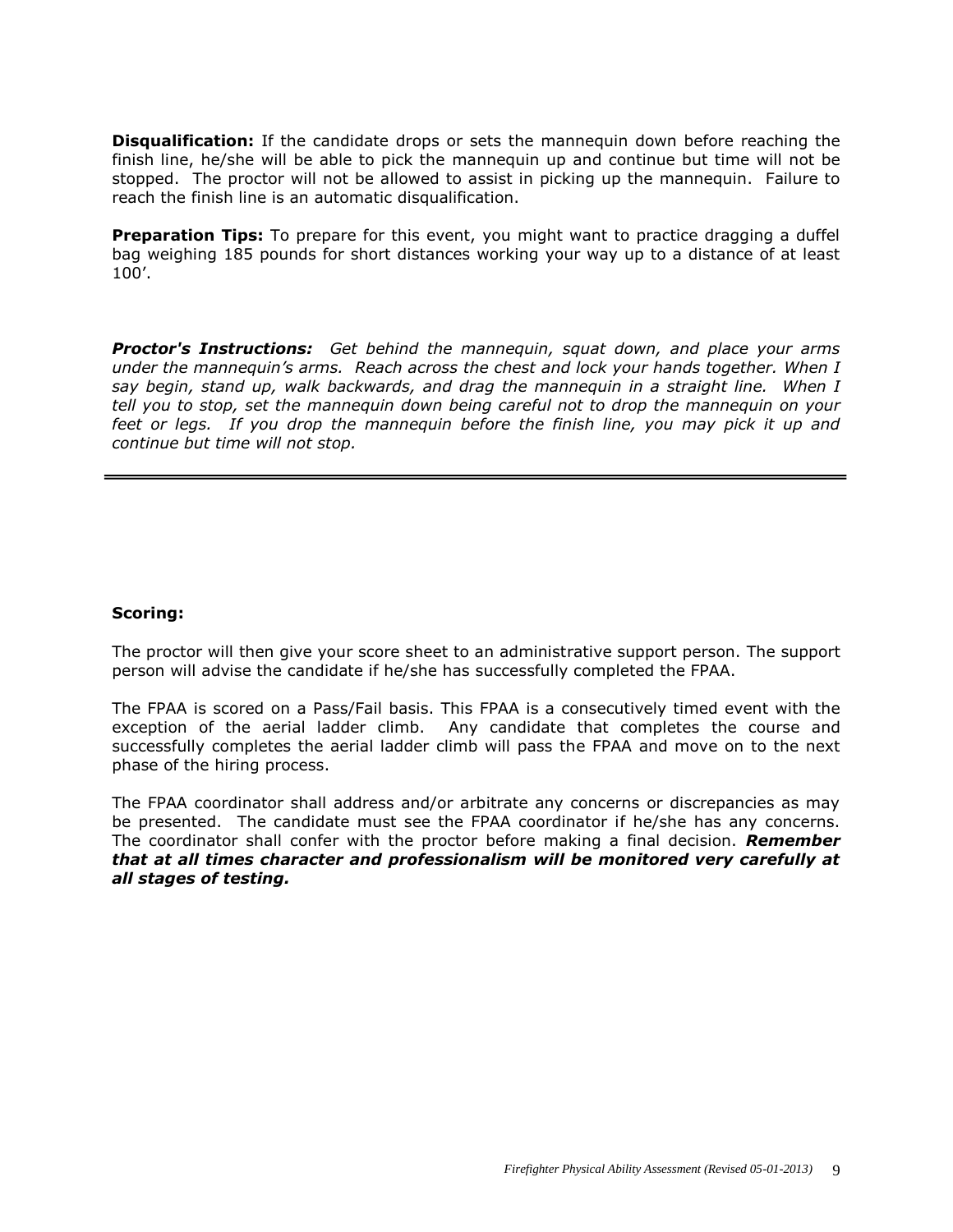**Disqualification:** If the candidate drops or sets the mannequin down before reaching the finish line, he/she will be able to pick the mannequin up and continue but time will not be stopped. The proctor will not be allowed to assist in picking up the mannequin. Failure to reach the finish line is an automatic disqualification.

**Preparation Tips:** To prepare for this event, you might want to practice dragging a duffel bag weighing 185 pounds for short distances working your way up to a distance of at least 100'.

***Proctor's Instructions:*** *Get behind the mannequin, squat down, and place your arms under the mannequin's arms. Reach across the chest and lock your hands together. When I say begin, stand up, walk backwards, and drag the mannequin in a straight line. When I tell you to stop, set the mannequin down being careful not to drop the mannequin on your feet or legs. If you drop the mannequin before the finish line, you may pick it up and continue but time will not stop.*

---

**Scoring:**

The proctor will then give your score sheet to an administrative support person. The support person will advise the candidate if he/she has successfully completed the FPAA.

The FPAA is scored on a Pass/Fail basis. This FPAA is a consecutively timed event with the exception of the aerial ladder climb. Any candidate that completes the course and successfully completes the aerial ladder climb will pass the FPAA and move on to the next phase of the hiring process.

The FPAA coordinator shall address and/or arbitrate any concerns or discrepancies as may be presented. The candidate must see the FPAA coordinator if he/she has any concerns. The coordinator shall confer with the proctor before making a final decision. ***Remember that at all times character and professionalism will be monitored very carefully at all stages of testing.***